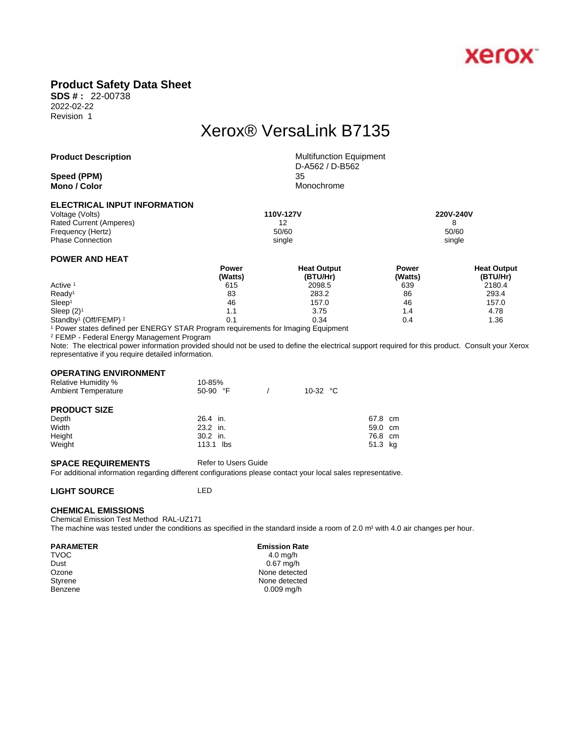xerox

# Product Safety Data Sheet

**SDS # :** 22-00738
2022-02-22
Revision 1

## Xerox® VersaLink B7135

| | |
|---|---|
| **Product Description** | Multifunction Equipment<br>D-A562 / D-B562 |
| **Speed (PPM)** | 35 |
| **Mono / Color** | Monochrome |

### ELECTRICAL INPUT INFORMATION

| | 110V-127V | 220V-240V |
|---|---|---|
| Voltage (Volts) | | |
| Rated Current (Amperes) | 12 | 8 |
| Frequency (Hertz) | 50/60 | 50/60 |
| Phase Connection | single | single |

### POWER AND HEAT

| | Power (Watts) | Heat Output (BTU/Hr) | Power (Watts) | Heat Output (BTU/Hr) |
|---|---|---|---|---|
| Active [1] | 615 | 2098.5 | 639 | 2180.4 |
| Ready[1] | 83 | 283.2 | 86 | 293.4 |
| Sleep[1] | 46 | 157.0 | 46 | 157.0 |
| Sleep (2)[1] | 1.1 | 3.75 | 1.4 | 4.78 |
| Standby[1] (Off/FEMP) [2] | 0.1 | 0.34 | 0.4 | 1.36 |

[1] Power states defined per ENERGY STAR Program requirements for Imaging Equipment

[2] FEMP - Federal Energy Management Program

Note: The electrical power information provided should not be used to define the electrical support required for this product. Consult your Xerox representative if you require detailed information.

### OPERATING ENVIRONMENT

| | | |
|---|---|---|
| Relative Humidity % | 10-85% | |
| Ambient Temperature | 50-90 °F | / 10-32 °C |

### PRODUCT SIZE

| | | |
|---|---|---|
| Depth | 26.4 in. | 67.8 cm |
| Width | 23.2 in. | 59.0 cm |
| Height | 30.2 in. | 76.8 cm |
| Weight | 113.1 lbs | 51.3 kg |

**SPACE REQUIREMENTS** Refer to Users Guide

For additional information regarding different configurations please contact your local sales representative.

**LIGHT SOURCE** LED

### CHEMICAL EMISSIONS

Chemical Emission Test Method RAL-UZ171

The machine was tested under the conditions as specified in the standard inside a room of 2.0 $m^3$ with 4.0 air changes per hour.

| PARAMETER | Emission Rate |
|---|---|
| TVOC | 4.0 mg/h |
| Dust | 0.67 mg/h |
| Ozone | None detected |
| Styrene | None detected |
| Benzene | 0.009 mg/h |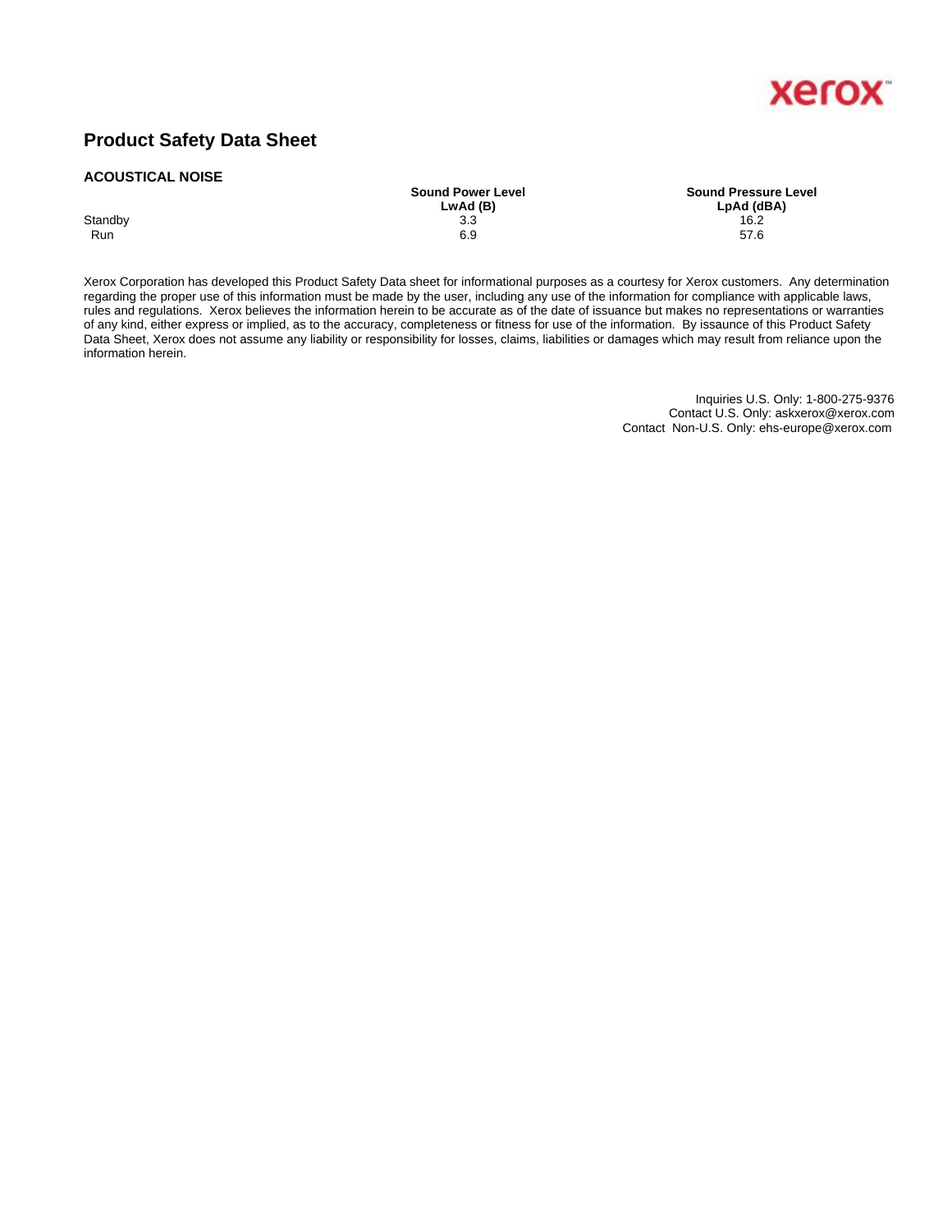## Product Safety Data Sheet

### ACOUSTICAL NOISE

| | Sound Power Level LwAd (B) | Sound Pressure Level LpAd (dBA) |
|---|---|---|
| Standby | 3.3 | 16.2 |
| Run | 6.9 | 57.6 |

Xerox Corporation has developed this Product Safety Data sheet for informational purposes as a courtesy for Xerox customers. Any determination regarding the proper use of this information must be made by the user, including any use of the information for compliance with applicable laws, rules and regulations. Xerox believes the information herein to be accurate as of the date of issuance but makes no representations or warranties of any kind, either express or implied, as to the accuracy, completeness or fitness for use of the information. By issuance of this Product Safety Data Sheet, Xerox does not assume any liability or responsibility for losses, claims, liabilities or damages which may result from reliance upon the information herein.

Inquiries U.S. Only: 1-800-275-9376
Contact U.S. Only: askxerox@xerox.com
Contact Non-U.S. Only: ehs-europe@xerox.com